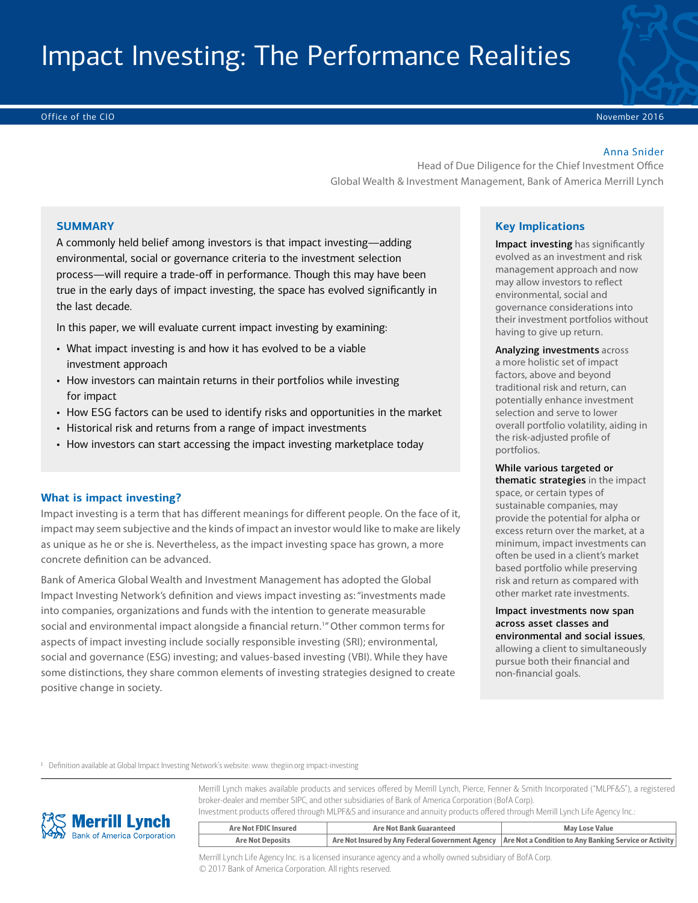# Impact Investing: The Performance Realities

Office of the CIO

November 2016

Anna Snider

Head of Due Diligence for the Chief Investment Office

Global Wealth & Investment Management, Bank of America Merrill Lynch

## SUMMARY

A commonly held belief among investors is that impact investing—adding environmental, social or governance criteria to the investment selection process—will require a trade-off in performance. Though this may have been true in the early days of impact investing, the space has evolved significantly in the last decade.

In this paper, we will evaluate current impact investing by examining:

- What impact investing is and how it has evolved to be a viable investment approach
- How investors can maintain returns in their portfolios while investing for impact
- How ESG factors can be used to identify risks and opportunities in the market
- Historical risk and returns from a range of impact investments
- How investors can start accessing the impact investing marketplace today

## Key Implications

**Impact investing** has significantly evolved as an investment and risk management approach and now may allow investors to reflect environmental, social and governance considerations into their investment portfolios without having to give up return.

**Analyzing investments** across a more holistic set of impact factors, above and beyond traditional risk and return, can potentially enhance investment selection and serve to lower overall portfolio volatility, aiding in the risk-adjusted profile of portfolios.

**While various targeted or thematic strategies** in the impact space, or certain types of sustainable companies, may provide the potential for alpha or excess return over the market, at a minimum, impact investments can often be used in a client's market based portfolio while preserving risk and return as compared with other market rate investments.

**Impact investments now span across asset classes and environmental and social issues**, allowing a client to simultaneously pursue both their financial and non-financial goals.

## What is impact investing?

Impact investing is a term that has different meanings for different people. On the face of it, impact may seem subjective and the kinds of impact an investor would like to make are likely as unique as he or she is. Nevertheless, as the impact investing space has grown, a more concrete definition can be advanced.

Bank of America Global Wealth and Investment Management has adopted the Global Impact Investing Network's definition and views impact investing as: "investments made into companies, organizations and funds with the intention to generate measurable social and environmental impact alongside a financial return.[1]" Other common terms for aspects of impact investing include socially responsible investing (SRI); environmental, social and governance (ESG) investing; and values-based investing (VBI). While they have some distinctions, they share common elements of investing strategies designed to create positive change in society.

[1] Definition available at Global Impact Investing Network's website: www. thegiin.org impact-investing

Merrill Lynch makes available products and services offered by Merrill Lynch, Pierce, Fenner & Smith Incorporated ("MLPF&S"), a registered broker-dealer and member SIPC, and other subsidiaries of Bank of America Corporation (BofA Corp).

Investment products offered through MLPF&S and insurance and annuity products offered through Merrill Lynch Life Agency Inc.:

| Are Not FDIC Insured | Are Not Bank Guaranteed | May Lose Value |
|---|---|---|
| Are Not Deposits | Are Not Insured by Any Federal Government Agency | Are Not a Condition to Any Banking Service or Activity |

Merrill Lynch Life Agency Inc. is a licensed insurance agency and a wholly owned subsidiary of BofA Corp.

© 2017 Bank of America Corporation. All rights reserved.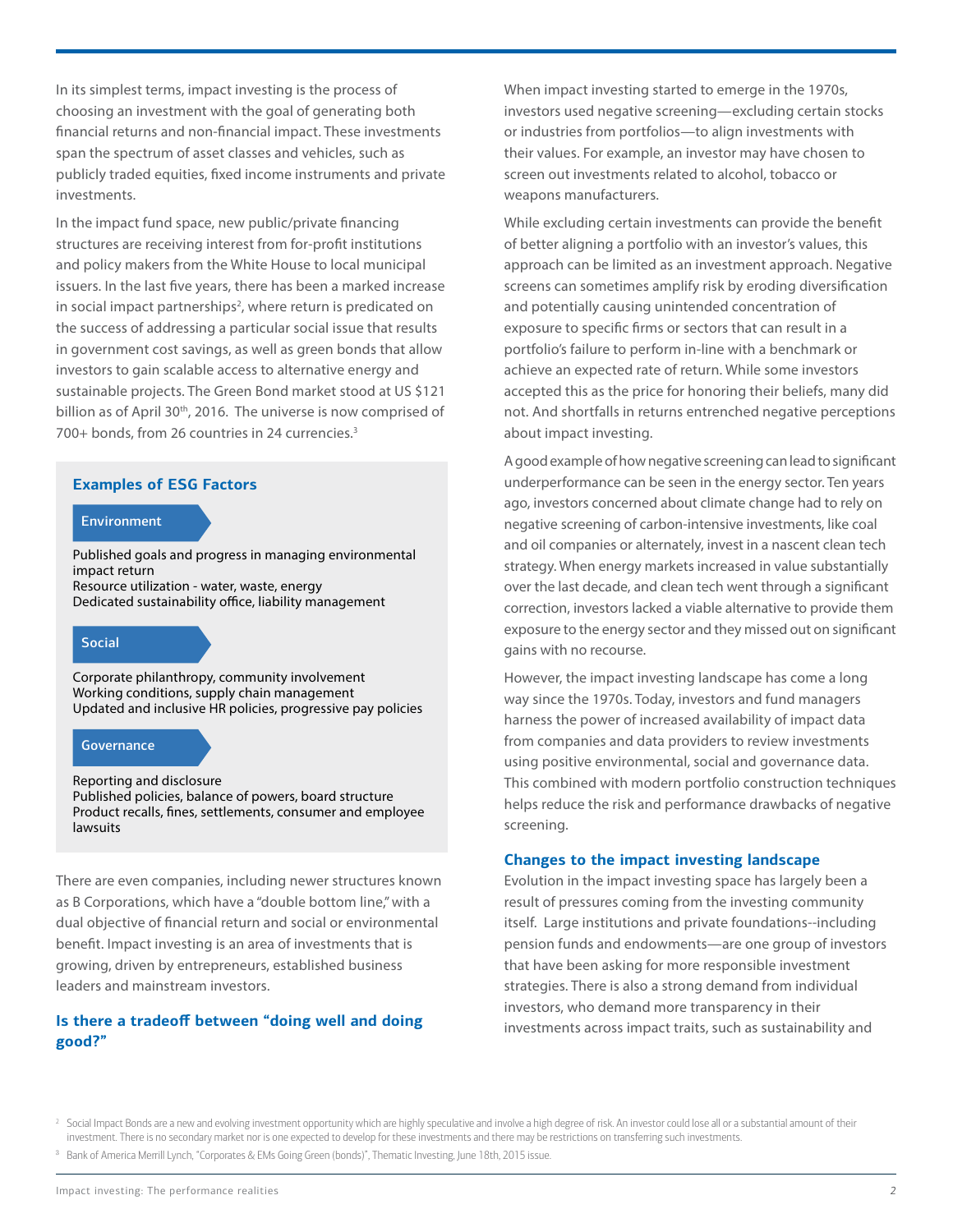In its simplest terms, impact investing is the process of choosing an investment with the goal of generating both financial returns and non-financial impact. These investments span the spectrum of asset classes and vehicles, such as publicly traded equities, fixed income instruments and private investments.

In the impact fund space, new public/private financing structures are receiving interest from for-profit institutions and policy makers from the White House to local municipal issuers. In the last five years, there has been a marked increase in social impact partnerships[2], where return is predicated on the success of addressing a particular social issue that results in government cost savings, as well as green bonds that allow investors to gain scalable access to alternative energy and sustainable projects. The Green Bond market stood at US $121 billion as of April 30th, 2016. The universe is now comprised of 700+ bonds, from 26 countries in 24 currencies.[3]

### Examples of ESG Factors

**Environment**

Published goals and progress in managing environmental impact return
Resource utilization - water, waste, energy
Dedicated sustainability office, liability management

**Social**

Corporate philanthropy, community involvement
Working conditions, supply chain management
Updated and inclusive HR policies, progressive pay policies

**Governance**

Reporting and disclosure
Published policies, balance of powers, board structure
Product recalls, fines, settlements, consumer and employee lawsuits

There are even companies, including newer structures known as B Corporations, which have a "double bottom line," with a dual objective of financial return and social or environmental benefit. Impact investing is an area of investments that is growing, driven by entrepreneurs, established business leaders and mainstream investors.

## Is there a tradeoff between "doing well and doing good?"

When impact investing started to emerge in the 1970s, investors used negative screening—excluding certain stocks or industries from portfolios—to align investments with their values. For example, an investor may have chosen to screen out investments related to alcohol, tobacco or weapons manufacturers.

While excluding certain investments can provide the benefit of better aligning a portfolio with an investor's values, this approach can be limited as an investment approach. Negative screens can sometimes amplify risk by eroding diversification and potentially causing unintended concentration of exposure to specific firms or sectors that can result in a portfolio's failure to perform in-line with a benchmark or achieve an expected rate of return. While some investors accepted this as the price for honoring their beliefs, many did not. And shortfalls in returns entrenched negative perceptions about impact investing.

A good example of how negative screening can lead to significant underperformance can be seen in the energy sector. Ten years ago, investors concerned about climate change had to rely on negative screening of carbon-intensive investments, like coal and oil companies or alternately, invest in a nascent clean tech strategy. When energy markets increased in value substantially over the last decade, and clean tech went through a significant correction, investors lacked a viable alternative to provide them exposure to the energy sector and they missed out on significant gains with no recourse.

However, the impact investing landscape has come a long way since the 1970s. Today, investors and fund managers harness the power of increased availability of impact data from companies and data providers to review investments using positive environmental, social and governance data. This combined with modern portfolio construction techniques helps reduce the risk and performance drawbacks of negative screening.

## Changes to the impact investing landscape

Evolution in the impact investing space has largely been a result of pressures coming from the investing community itself. Large institutions and private foundations--including pension funds and endowments—are one group of investors that have been asking for more responsible investment strategies. There is also a strong demand from individual investors, who demand more transparency in their investments across impact traits, such as sustainability and

[2] Social Impact Bonds are a new and evolving investment opportunity which are highly speculative and involve a high degree of risk. An investor could lose all or a substantial amount of their investment. There is no secondary market nor is one expected to develop for these investments and there may be restrictions on transferring such investments.

[3] Bank of America Merrill Lynch, "Corporates & EMs Going Green (bonds)", Thematic Investing, June 18th, 2015 issue.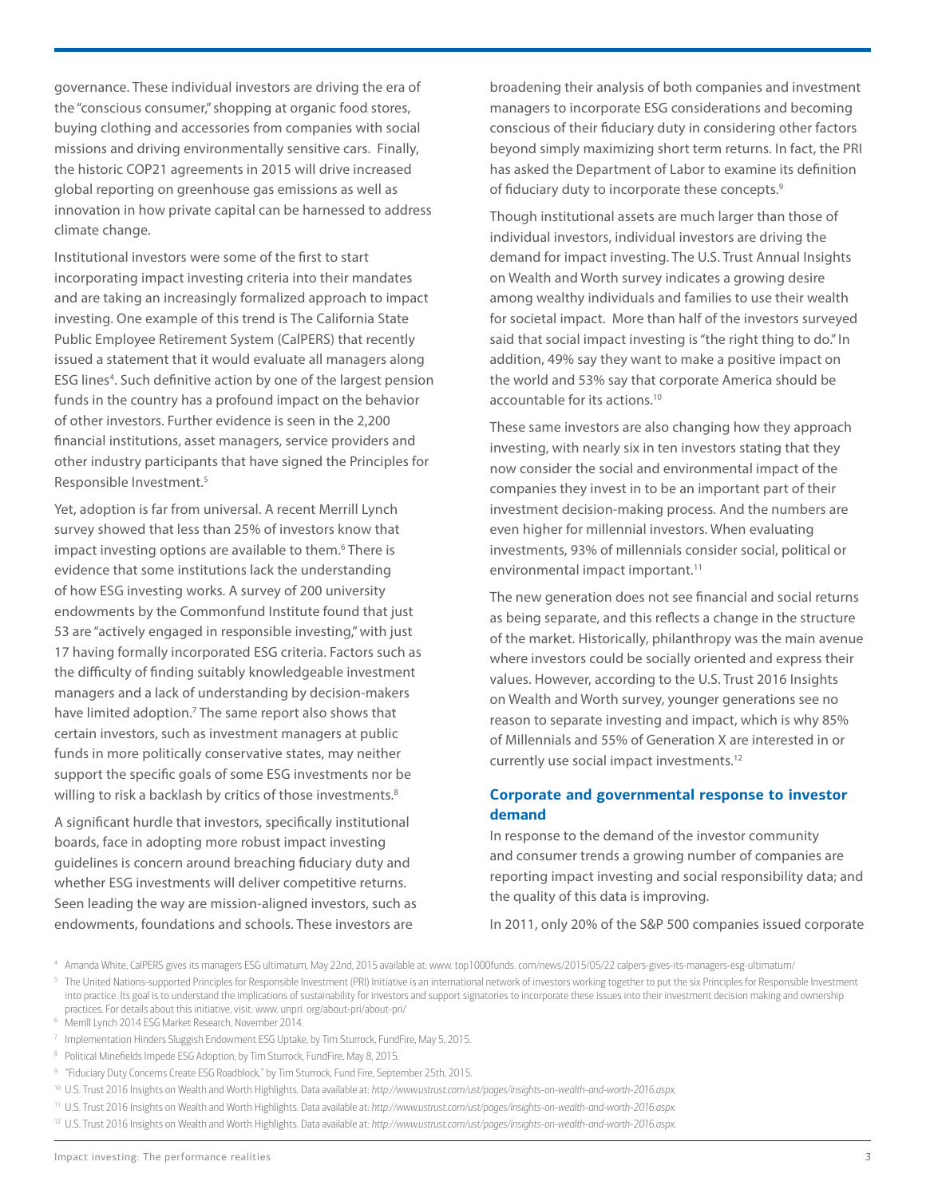governance. These individual investors are driving the era of the "conscious consumer," shopping at organic food stores, buying clothing and accessories from companies with social missions and driving environmentally sensitive cars. Finally, the historic COP21 agreements in 2015 will drive increased global reporting on greenhouse gas emissions as well as innovation in how private capital can be harnessed to address climate change.

Institutional investors were some of the first to start incorporating impact investing criteria into their mandates and are taking an increasingly formalized approach to impact investing. One example of this trend is The California State Public Employee Retirement System (CalPERS) that recently issued a statement that it would evaluate all managers along ESG lines[4]. Such definitive action by one of the largest pension funds in the country has a profound impact on the behavior of other investors. Further evidence is seen in the 2,200 financial institutions, asset managers, service providers and other industry participants that have signed the Principles for Responsible Investment.[5]

Yet, adoption is far from universal. A recent Merrill Lynch survey showed that less than 25% of investors know that impact investing options are available to them.[6] There is evidence that some institutions lack the understanding of how ESG investing works. A survey of 200 university endowments by the Commonfund Institute found that just 53 are "actively engaged in responsible investing," with just 17 having formally incorporated ESG criteria. Factors such as the difficulty of finding suitably knowledgeable investment managers and a lack of understanding by decision-makers have limited adoption.[7] The same report also shows that certain investors, such as investment managers at public funds in more politically conservative states, may neither support the specific goals of some ESG investments nor be willing to risk a backlash by critics of those investments.[8]

A significant hurdle that investors, specifically institutional boards, face in adopting more robust impact investing guidelines is concern around breaching fiduciary duty and whether ESG investments will deliver competitive returns. Seen leading the way are mission-aligned investors, such as endowments, foundations and schools. These investors are broadening their analysis of both companies and investment managers to incorporate ESG considerations and becoming conscious of their fiduciary duty in considering other factors beyond simply maximizing short term returns. In fact, the PRI has asked the Department of Labor to examine its definition of fiduciary duty to incorporate these concepts.[9]

Though institutional assets are much larger than those of individual investors, individual investors are driving the demand for impact investing. The U.S. Trust Annual Insights on Wealth and Worth survey indicates a growing desire among wealthy individuals and families to use their wealth for societal impact. More than half of the investors surveyed said that social impact investing is "the right thing to do." In addition, 49% say they want to make a positive impact on the world and 53% say that corporate America should be accountable for its actions.[10]

These same investors are also changing how they approach investing, with nearly six in ten investors stating that they now consider the social and environmental impact of the companies they invest in to be an important part of their investment decision-making process. And the numbers are even higher for millennial investors. When evaluating investments, 93% of millennials consider social, political or environmental impact important.[11]

The new generation does not see financial and social returns as being separate, and this reflects a change in the structure of the market. Historically, philanthropy was the main avenue where investors could be socially oriented and express their values. However, according to the U.S. Trust 2016 Insights on Wealth and Worth survey, younger generations see no reason to separate investing and impact, which is why 85% of Millennials and 55% of Generation X are interested in or currently use social impact investments.[12]

## Corporate and governmental response to investor demand

In response to the demand of the investor community and consumer trends a growing number of companies are reporting impact investing and social responsibility data; and the quality of this data is improving.

In 2011, only 20% of the S&P 500 companies issued corporate

---

[4] Amanda White, CalPERS gives its managers ESG ultimatum, May 22nd, 2015 available at: www. top1000funds. com/news/2015/05/22 calpers-gives-its-managers-esg-ultimatum/

[5] The United Nations-supported Principles for Responsible Investment (PRI) Initiative is an international network of investors working together to put the six Principles for Responsible Investment into practice. Its goal is to understand the implications of sustainability for investors and support signatories to incorporate these issues into their investment decision making and ownership practices. For details about this initiative, visit: www. unpri. org/about-pri/about-pri/

[6] Merrill Lynch 2014 ESG Market Research, November 2014.

[7] Implementation Hinders Sluggish Endowment ESG Uptake, by Tim Sturrock, FundFire, May 5, 2015.

[8] Political Minefields Impede ESG Adoption, by Tim Sturrock, FundFire, May 8, 2015.

[9] "Fiduciary Duty Concerns Create ESG Roadblock," by Tim Sturrock, Fund Fire, September 25th, 2015.

[10] U.S. Trust 2016 Insights on Wealth and Worth Highlights. Data available at: *http://www.ustrust.com/ust/pages/insights-on-wealth-and-worth-2016.aspx.*

[11] U.S. Trust 2016 Insights on Wealth and Worth Highlights. Data available at: *http://www.ustrust.com/ust/pages/insights-on-wealth-and-worth-2016.aspx.*

[12] U.S. Trust 2016 Insights on Wealth and Worth Highlights. Data available at: *http://www.ustrust.com/ust/pages/insights-on-wealth-and-worth-2016.aspx.*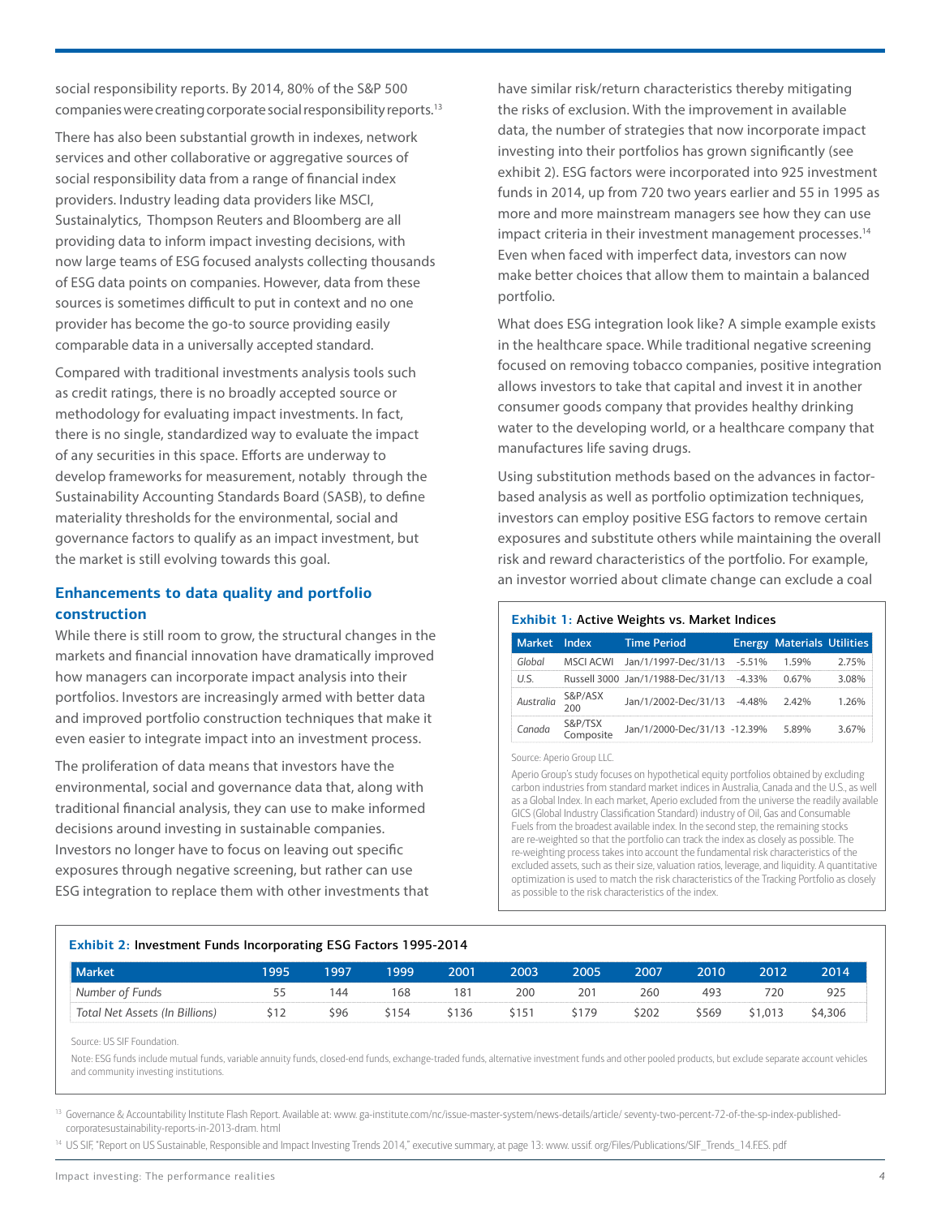social responsibility reports. By 2014, 80% of the S&P 500 companies were creating corporate social responsibility reports.[13]

There has also been substantial growth in indexes, network services and other collaborative or aggregative sources of social responsibility data from a range of financial index providers. Industry leading data providers like MSCI, Sustainalytics, Thompson Reuters and Bloomberg are all providing data to inform impact investing decisions, with now large teams of ESG focused analysts collecting thousands of ESG data points on companies. However, data from these sources is sometimes difficult to put in context and no one provider has become the go-to source providing easily comparable data in a universally accepted standard.

Compared with traditional investments analysis tools such as credit ratings, there is no broadly accepted source or methodology for evaluating impact investments. In fact, there is no single, standardized way to evaluate the impact of any securities in this space. Efforts are underway to develop frameworks for measurement, notably through the Sustainability Accounting Standards Board (SASB), to define materiality thresholds for the environmental, social and governance factors to qualify as an impact investment, but the market is still evolving towards this goal.

## Enhancements to data quality and portfolio construction

While there is still room to grow, the structural changes in the markets and financial innovation have dramatically improved how managers can incorporate impact analysis into their portfolios. Investors are increasingly armed with better data and improved portfolio construction techniques that make it even easier to integrate impact into an investment process.

The proliferation of data means that investors have the environmental, social and governance data that, along with traditional financial analysis, they can use to make informed decisions around investing in sustainable companies. Investors no longer have to focus on leaving out specific exposures through negative screening, but rather can use ESG integration to replace them with other investments that have similar risk/return characteristics thereby mitigating the risks of exclusion. With the improvement in available data, the number of strategies that now incorporate impact investing into their portfolios has grown significantly (see exhibit 2). ESG factors were incorporated into 925 investment funds in 2014, up from 720 two years earlier and 55 in 1995 as more and more mainstream managers see how they can use impact criteria in their investment management processes.[14] Even when faced with imperfect data, investors can now make better choices that allow them to maintain a balanced portfolio.

What does ESG integration look like? A simple example exists in the healthcare space. While traditional negative screening focused on removing tobacco companies, positive integration allows investors to take that capital and invest it in another consumer goods company that provides healthy drinking water to the developing world, or a healthcare company that manufactures life saving drugs.

Using substitution methods based on the advances in factor-based analysis as well as portfolio optimization techniques, investors can employ positive ESG factors to remove certain exposures and substitute others while maintaining the overall risk and reward characteristics of the portfolio. For example, an investor worried about climate change can exclude a coal

**Exhibit 1:** Active Weights vs. Market Indices

| Market | Index | Time Period | Energy | Materials | Utilities |
|---|---|---|---|---|---|
| *Global* | MSCI ACWI | Jan/1/1997-Dec/31/13 | -5.51% | 1.59% | 2.75% |
| *U.S.* | Russell 3000 | Jan/1/1988-Dec/31/13 | -4.33% | 0.67% | 3.08% |
| *Australia* | S&P/ASX 200 | Jan/1/2002-Dec/31/13 | -4.48% | 2.42% | 1.26% |
| *Canada* | S&P/TSX Composite | Jan/1/2000-Dec/31/13 | -12.39% | 5.89% | 3.67% |

Source: Aperio Group LLC.

Aperio Group's study focuses on hypothetical equity portfolios obtained by excluding carbon industries from standard market indices in Australia, Canada and the U.S., as well as a Global Index. In each market, Aperio excluded from the universe the readily available GICS (Global Industry Classification Standard) industry of Oil, Gas and Consumable Fuels from the broadest available index. In the second step, the remaining stocks are re-weighted so that the portfolio can track the index as closely as possible. The re-weighting process takes into account the fundamental risk characteristics of the excluded assets, such as their size, valuation ratios, leverage, and liquidity. A quantitative optimization is used to match the risk characteristics of the Tracking Portfolio as closely as possible to the risk characteristics of the index.

**Exhibit 2:** Investment Funds Incorporating ESG Factors 1995-2014

| Market | 1995 | 1997 | 1999 | 2001 | 2003 | 2005 | 2007 | 2010 | 2012 | 2014 |
|---|---|---|---|---|---|---|---|---|---|---|
| *Number of Funds* | 55 | 144 | 168 | 181 | 200 | 201 | 260 | 493 | 720 | 925 |
| *Total Net Assets (In Billions)* | $12 | $96 | $154 | $136 | $151 | $179 | $202 | $569 | $1,013 | $4,306 |

Source: US SIF Foundation.

Note: ESG funds include mutual funds, variable annuity funds, closed-end funds, exchange-traded funds, alternative investment funds and other pooled products, but exclude separate account vehicles and community investing institutions.

[13] Governance & Accountability Institute Flash Report. Available at: www. ga-institute.com/nc/issue-master-system/news-details/article/ seventy-two-percent-72-of-the-sp-index-published-corporatesustainability-reports-in-2013-dram. html

[14] US SIF, "Report on US Sustainable, Responsible and Impact Investing Trends 2014," executive summary, at page 13: www. ussif. org/Files/Publications/SIF_Trends_14.F.ES. pdf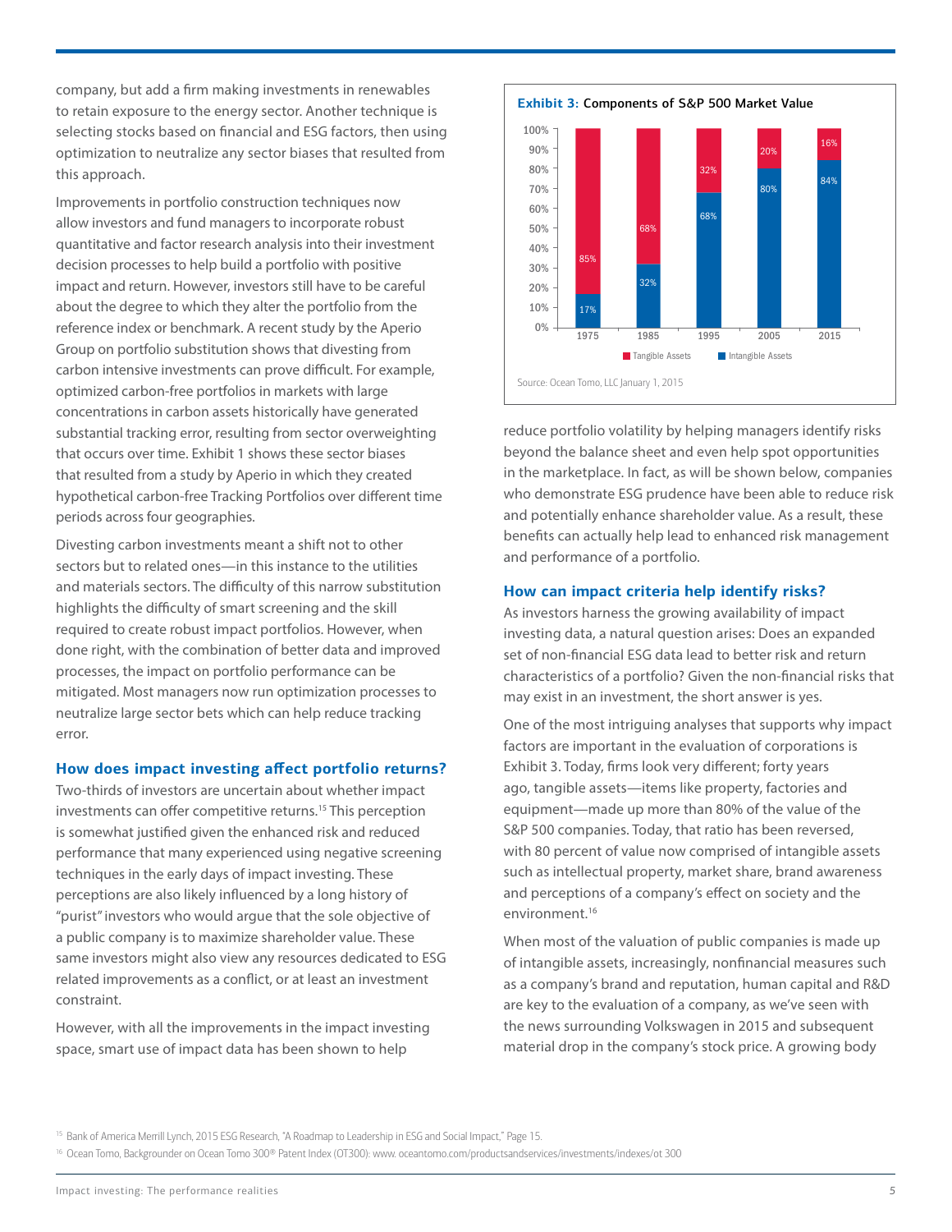company, but add a firm making investments in renewables to retain exposure to the energy sector. Another technique is selecting stocks based on financial and ESG factors, then using optimization to neutralize any sector biases that resulted from this approach.

Improvements in portfolio construction techniques now allow investors and fund managers to incorporate robust quantitative and factor research analysis into their investment decision processes to help build a portfolio with positive impact and return. However, investors still have to be careful about the degree to which they alter the portfolio from the reference index or benchmark. A recent study by the Aperio Group on portfolio substitution shows that divesting from carbon intensive investments can prove difficult. For example, optimized carbon-free portfolios in markets with large concentrations in carbon assets historically have generated substantial tracking error, resulting from sector overweighting that occurs over time. Exhibit 1 shows these sector biases that resulted from a study by Aperio in which they created hypothetical carbon-free Tracking Portfolios over different time periods across four geographies.

Divesting carbon investments meant a shift not to other sectors but to related ones—in this instance to the utilities and materials sectors. The difficulty of this narrow substitution highlights the difficulty of smart screening and the skill required to create robust impact portfolios. However, when done right, with the combination of better data and improved processes, the impact on portfolio performance can be mitigated. Most managers now run optimization processes to neutralize large sector bets which can help reduce tracking error.

### How does impact investing affect portfolio returns?

Two-thirds of investors are uncertain about whether impact investments can offer competitive returns.[15] This perception is somewhat justified given the enhanced risk and reduced performance that many experienced using negative screening techniques in the early days of impact investing. These perceptions are also likely influenced by a long history of "purist" investors who would argue that the sole objective of a public company is to maximize shareholder value. These same investors might also view any resources dedicated to ESG related improvements as a conflict, or at least an investment constraint.

However, with all the improvements in the impact investing space, smart use of impact data has been shown to help reduce portfolio volatility by helping managers identify risks beyond the balance sheet and even help spot opportunities in the marketplace. In fact, as will be shown below, companies who demonstrate ESG prudence have been able to reduce risk and potentially enhance shareholder value. As a result, these benefits can actually help lead to enhanced risk management and performance of a portfolio.

**Exhibit 3: Components of S&P 500 Market Value**

| Year | Tangible Assets | Intangible Assets |
|---|---|---|
| 1975 | 85% | 17% |
| 1985 | 68% | 32% |
| 1995 | 32% | 68% |
| 2005 | 20% | 80% |
| 2015 | 16% | 84% |

Source: Ocean Tomo, LLC January 1, 2015

### How can impact criteria help identify risks?

As investors harness the growing availability of impact investing data, a natural question arises: Does an expanded set of non-financial ESG data lead to better risk and return characteristics of a portfolio? Given the non-financial risks that may exist in an investment, the short answer is yes.

One of the most intriguing analyses that supports why impact factors are important in the evaluation of corporations is Exhibit 3. Today, firms look very different; forty years ago, tangible assets—items like property, factories and equipment—made up more than 80% of the value of the S&P 500 companies. Today, that ratio has been reversed, with 80 percent of value now comprised of intangible assets such as intellectual property, market share, brand awareness and perceptions of a company's effect on society and the environment.[16]

When most of the valuation of public companies is made up of intangible assets, increasingly, nonfinancial measures such as a company's brand and reputation, human capital and R&D are key to the evaluation of a company, as we've seen with the news surrounding Volkswagen in 2015 and subsequent material drop in the company's stock price. A growing body

[15] Bank of America Merrill Lynch, 2015 ESG Research, "A Roadmap to Leadership in ESG and Social Impact," Page 15.

[16] Ocean Tomo, Backgrounder on Ocean Tomo 300® Patent Index (OT300): www.oceantomo.com/productsandservices/investments/indexes/ot 300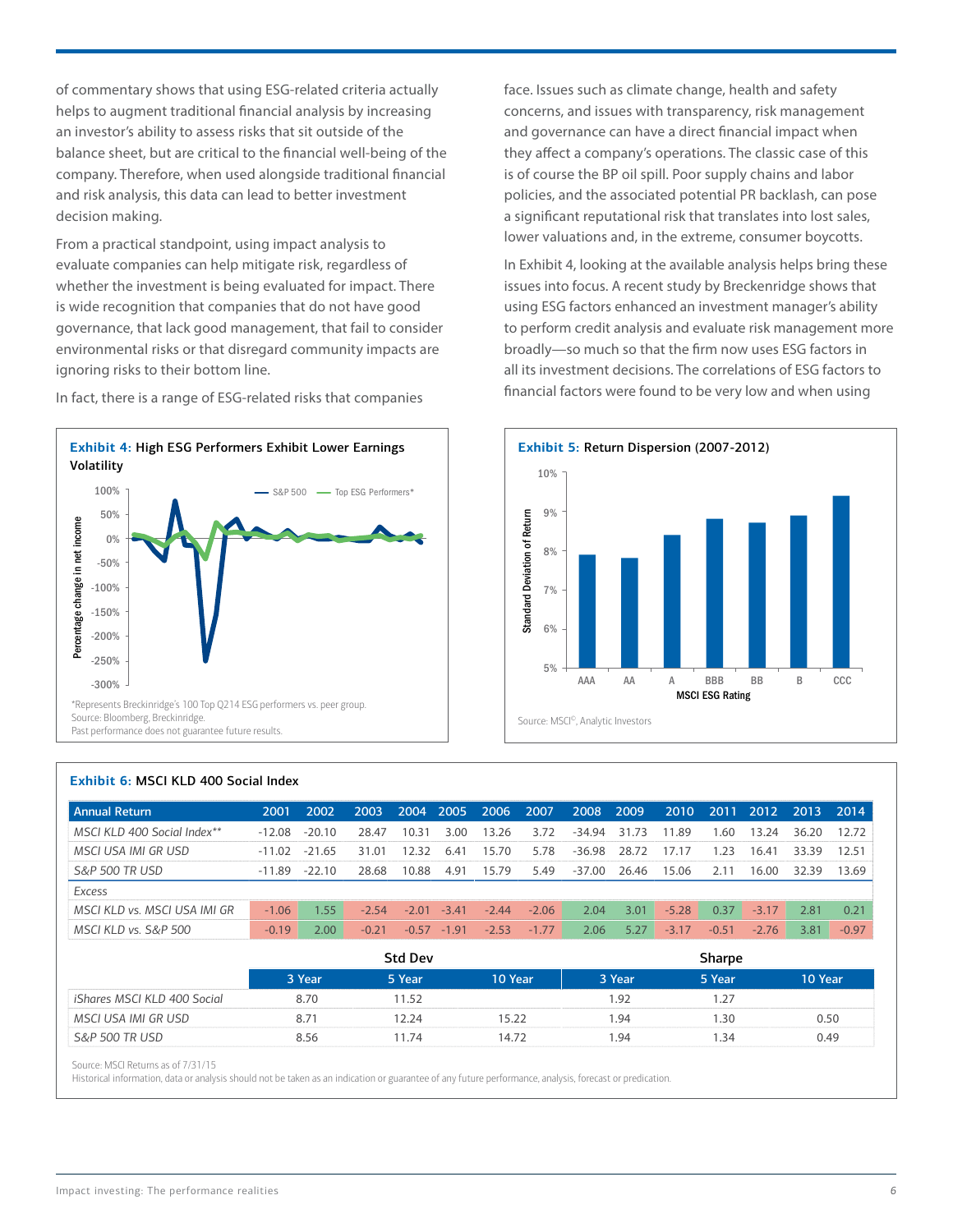of commentary shows that using ESG-related criteria actually helps to augment traditional financial analysis by increasing an investor's ability to assess risks that sit outside of the balance sheet, but are critical to the financial well-being of the company. Therefore, when used alongside traditional financial and risk analysis, this data can lead to better investment decision making.

From a practical standpoint, using impact analysis to evaluate companies can help mitigate risk, regardless of whether the investment is being evaluated for impact. There is wide recognition that companies that do not have good governance, that lack good management, that fail to consider environmental risks or that disregard community impacts are ignoring risks to their bottom line.

In fact, there is a range of ESG-related risks that companies face. Issues such as climate change, health and safety concerns, and issues with transparency, risk management and governance can have a direct financial impact when they affect a company's operations. The classic case of this is of course the BP oil spill. Poor supply chains and labor policies, and the associated potential PR backlash, can pose a significant reputational risk that translates into lost sales, lower valuations and, in the extreme, consumer boycotts.

In Exhibit 4, looking at the available analysis helps bring these issues into focus. A recent study by Breckenridge shows that using ESG factors enhanced an investment manager's ability to perform credit analysis and evaluate risk management more broadly—so much so that the firm now uses ESG factors in all its investment decisions. The correlations of ESG factors to financial factors were found to be very low and when using

**Exhibit 4:** High ESG Performers Exhibit Lower Earnings Volatility

*Represents Breckinridge's 100 Top Q214 ESG performers vs. peer group.
Source: Bloomberg, Breckinridge.
Past performance does not guarantee future results.

**Exhibit 5:** Return Dispersion (2007-2012)

Source: MSCI©, Analytic Investors

**Exhibit 6:** MSCI KLD 400 Social Index

| Annual Return | 2001 | 2002 | 2003 | 2004 | 2005 | 2006 | 2007 | 2008 | 2009 | 2010 | 2011 | 2012 | 2013 | 2014 |
|---|---|---|---|---|---|---|---|---|---|---|---|---|---|---|
| *MSCI KLD 400 Social Index*** | -12.08 | -20.10 | 28.47 | 10.31 | 3.00 | 13.26 | 3.72 | -34.94 | 31.73 | 11.89 | 1.60 | 13.24 | 36.20 | 12.72 |
| *MSCI USA IMI GR USD* | -11.02 | -21.65 | 31.01 | 12.32 | 6.41 | 15.70 | 5.78 | -36.98 | 28.72 | 17.17 | 1.23 | 16.41 | 33.39 | 12.51 |
| *S&P 500 TR USD* | -11.89 | -22.10 | 28.68 | 10.88 | 4.91 | 15.79 | 5.49 | -37.00 | 26.46 | 15.06 | 2.11 | 16.00 | 32.39 | 13.69 |
| *Excess* | | | | | | | | | | | | | | |
| *MSCI KLD vs. MSCI USA IMI GR* | -1.06 | 1.55 | -2.54 | -2.01 | -3.41 | -2.44 | -2.06 | 2.04 | 3.01 | -5.28 | 0.37 | -3.17 | 2.81 | 0.21 |
| *MSCI KLD vs. S&P 500* | -0.19 | 2.00 | -0.21 | -0.57 | -1.91 | -2.53 | -1.77 | 2.06 | 5.27 | -3.17 | -0.51 | -2.76 | 3.81 | -0.97 |

| | Std Dev | | | Sharpe | | |
|---|---|---|---|---|---|---|
| | 3 Year | 5 Year | 10 Year | 3 Year | 5 Year | 10 Year |
| *iShares MSCI KLD 400 Social* | 8.70 | 11.52 | | 1.92 | 1.27 | |
| *MSCI USA IMI GR USD* | 8.71 | 12.24 | 15.22 | 1.94 | 1.30 | 0.50 |
| *S&P 500 TR USD* | 8.56 | 11.74 | 14.72 | 1.94 | 1.34 | 0.49 |

Source: MSCI Returns as of 7/31/15
Historical information, data or analysis should not be taken as an indication or guarantee of any future performance, analysis, forecast or predication.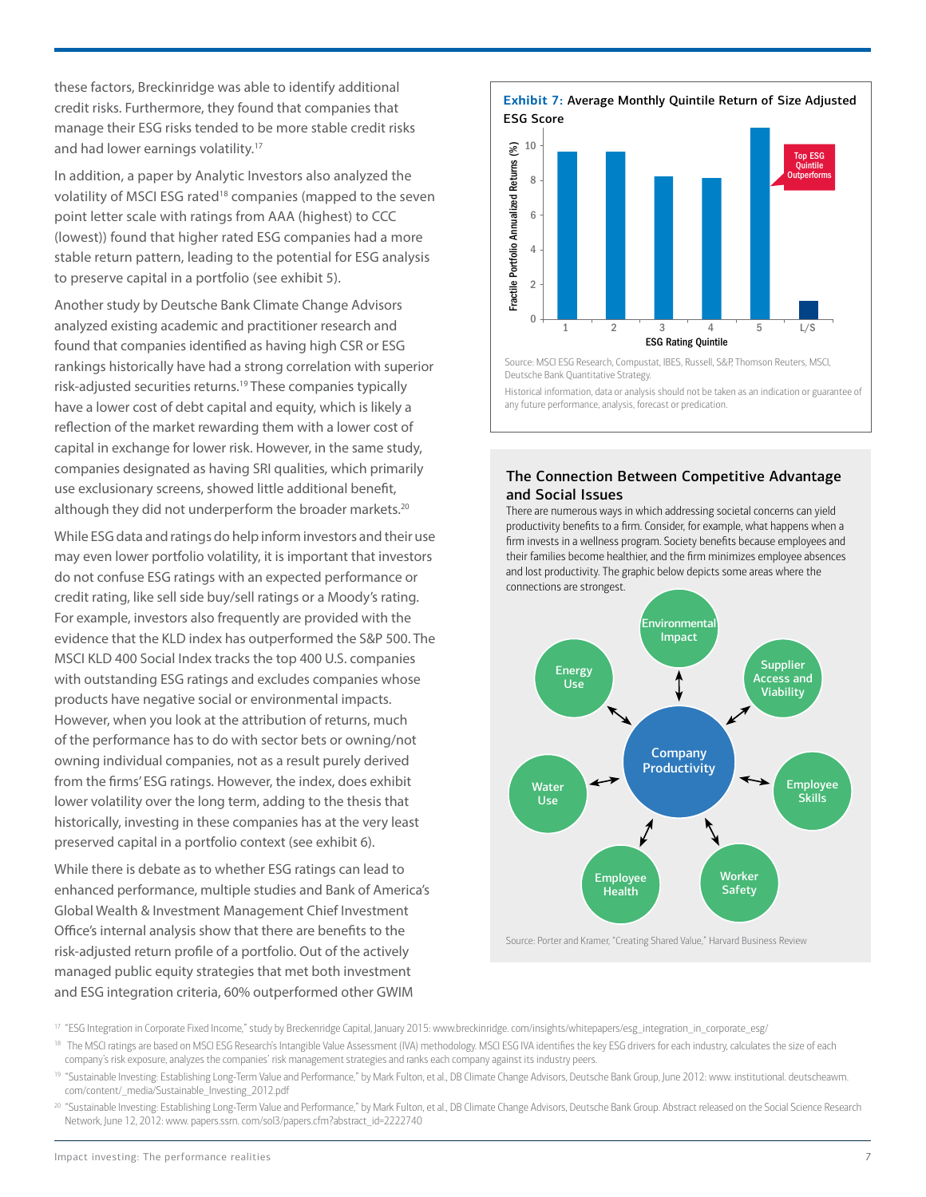these factors, Breckinridge was able to identify additional credit risks. Furthermore, they found that companies that manage their ESG risks tended to be more stable credit risks and had lower earnings volatility.[17]

In addition, a paper by Analytic Investors also analyzed the volatility of MSCI ESG rated[18] companies (mapped to the seven point letter scale with ratings from AAA (highest) to CCC (lowest)) found that higher rated ESG companies had a more stable return pattern, leading to the potential for ESG analysis to preserve capital in a portfolio (see exhibit 5).

Another study by Deutsche Bank Climate Change Advisors analyzed existing academic and practitioner research and found that companies identified as having high CSR or ESG rankings historically have had a strong correlation with superior risk-adjusted securities returns.[19] These companies typically have a lower cost of debt capital and equity, which is likely a reflection of the market rewarding them with a lower cost of capital in exchange for lower risk. However, in the same study, companies designated as having SRI qualities, which primarily use exclusionary screens, showed little additional benefit, although they did not underperform the broader markets.[20]

While ESG data and ratings do help inform investors and their use may even lower portfolio volatility, it is important that investors do not confuse ESG ratings with an expected performance or credit rating, like sell side buy/sell ratings or a Moody's rating. For example, investors also frequently are provided with the evidence that the KLD index has outperformed the S&P 500. The MSCI KLD 400 Social Index tracks the top 400 U.S. companies with outstanding ESG ratings and excludes companies whose products have negative social or environmental impacts. However, when you look at the attribution of returns, much of the performance has to do with sector bets or owning/not owning individual companies, not as a result purely derived from the firms' ESG ratings. However, the index, does exhibit lower volatility over the long term, adding to the thesis that historically, investing in these companies has at the very least preserved capital in a portfolio context (see exhibit 6).

While there is debate as to whether ESG ratings can lead to enhanced performance, multiple studies and Bank of America's Global Wealth & Investment Management Chief Investment Office's internal analysis show that there are benefits to the risk-adjusted return profile of a portfolio. Out of the actively managed public equity strategies that met both investment and ESG integration criteria, 60% outperformed other GWIM

**Exhibit 7:** Average Monthly Quintile Return of Size Adjusted ESG Score

| ESG Rating Quintile | Fractile Portfolio Annualized Returns (%) (approx.) |
|---|---|
| 1 | 9.7 |
| 2 | 9.7 |
| 3 | 8.3 |
| 4 | 8.2 |
| 5 | 11.0 |
| L/S | 1.1 |

Top ESG Quintile Outperforms

Source: MSCI ESG Research, Compustat, IBES, Russell, S&P, Thomson Reuters, MSCI, Deutsche Bank Quantitative Strategy.

Historical information, data or analysis should not be taken as an indication or guarantee of any future performance, analysis, forecast or predication.

### The Connection Between Competitive Advantage and Social Issues

There are numerous ways in which addressing societal concerns can yield productivity benefits to a firm. Consider, for example, what happens when a firm invests in a wellness program. Society benefits because employees and their families become healthier, and the firm minimizes employee absences and lost productivity. The graphic below depicts some areas where the connections are strongest.

Company Productivity ↔ Environmental Impact; Supplier Access and Viability; Employee Skills; Worker Safety; Employee Health; Water Use; Energy Use

Source: Porter and Kramer, "Creating Shared Value," Harvard Business Review

[17] "ESG Integration in Corporate Fixed Income," study by Breckenridge Capital, January 2015: www.breckinridge. com/insights/whitepapers/esg_integration_in_corporate_esg/

[18] The MSCI ratings are based on MSCI ESG Research's Intangible Value Assessment (IVA) methodology. MSCI ESG IVA identifies the key ESG drivers for each industry, calculates the size of each company's risk exposure, analyzes the companies' risk management strategies and ranks each company against its industry peers.

[19] "Sustainable Investing: Establishing Long-Term Value and Performance," by Mark Fulton, et al., DB Climate Change Advisors, Deutsche Bank Group, June 2012: www. institutional. deutscheawm. com/content/_media/Sustainable_Investing_2012.pdf

[20] "Sustainable Investing: Establishing Long-Term Value and Performance," by Mark Fulton, et al., DB Climate Change Advisors, Deutsche Bank Group. Abstract released on the Social Science Research Network, June 12, 2012: www. papers.ssrn. com/sol3/papers.cfm?abstract_id=2222740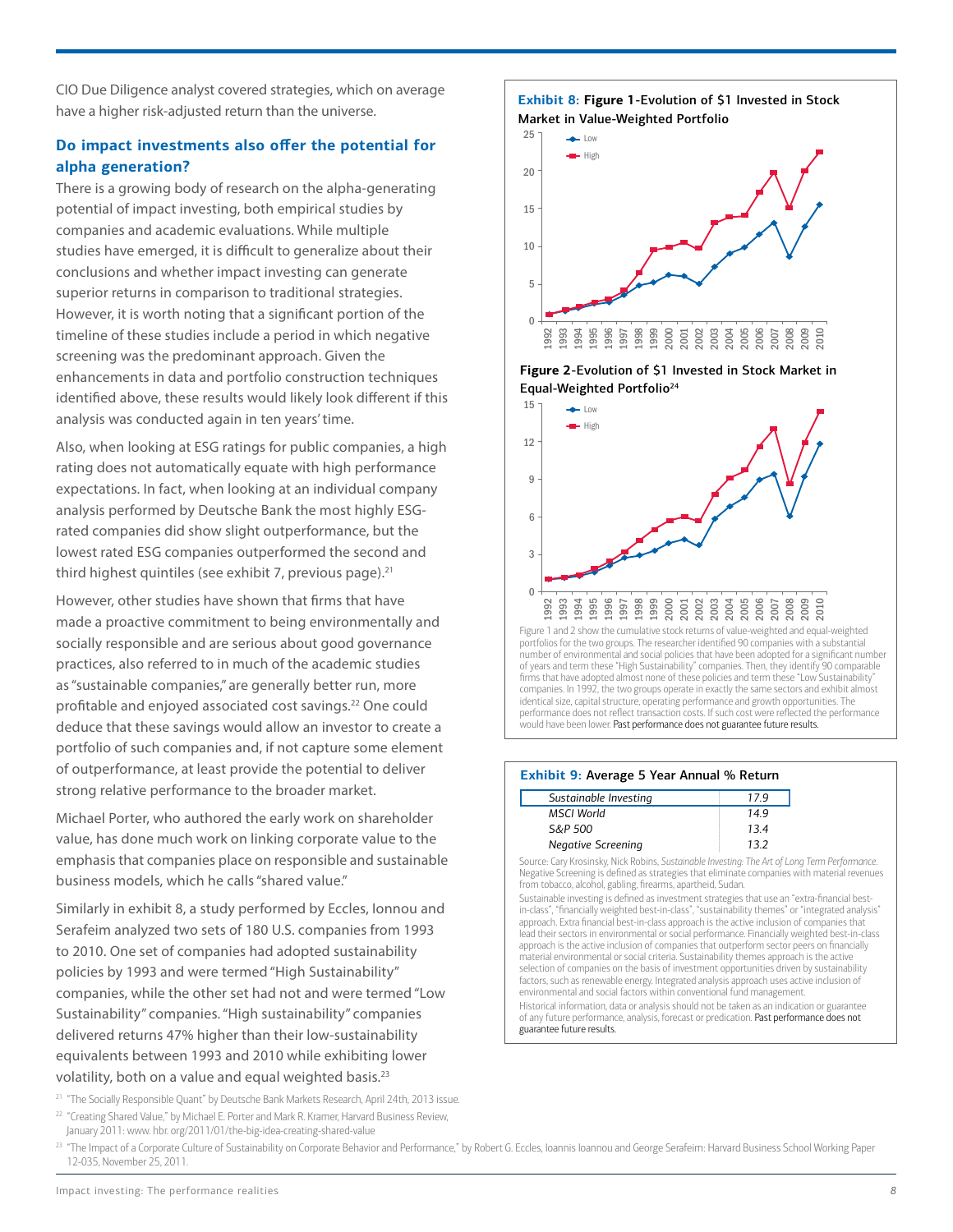CIO Due Diligence analyst covered strategies, which on average have a higher risk-adjusted return than the universe.

### Do impact investments also offer the potential for alpha generation?

There is a growing body of research on the alpha-generating potential of impact investing, both empirical studies by companies and academic evaluations. While multiple studies have emerged, it is difficult to generalize about their conclusions and whether impact investing can generate superior returns in comparison to traditional strategies. However, it is worth noting that a significant portion of the timeline of these studies include a period in which negative screening was the predominant approach. Given the enhancements in data and portfolio construction techniques identified above, these results would likely look different if this analysis was conducted again in ten years' time.

Also, when looking at ESG ratings for public companies, a high rating does not automatically equate with high performance expectations. In fact, when looking at an individual company analysis performed by Deutsche Bank the most highly ESG-rated companies did show slight outperformance, but the lowest rated ESG companies outperformed the second and third highest quintiles (see exhibit 7, previous page).[21]

However, other studies have shown that firms that have made a proactive commitment to being environmentally and socially responsible and are serious about good governance practices, also referred to in much of the academic studies as "sustainable companies," are generally better run, more profitable and enjoyed associated cost savings.[22] One could deduce that these savings would allow an investor to create a portfolio of such companies and, if not capture some element of outperformance, at least provide the potential to deliver strong relative performance to the broader market.

Michael Porter, who authored the early work on shareholder value, has done much work on linking corporate value to the emphasis that companies place on responsible and sustainable business models, which he calls "shared value."

Similarly in exhibit 8, a study performed by Eccles, Ionnou and Serafeim analyzed two sets of 180 U.S. companies from 1993 to 2010. One set of companies had adopted sustainability policies by 1993 and were termed "High Sustainability" companies, while the other set had not and were termed "Low Sustainability" companies. "High sustainability" companies delivered returns 47% higher than their low-sustainability equivalents between 1993 and 2010 while exhibiting lower volatility, both on a value and equal weighted basis.[23]

**Exhibit 8: Figure 1**-Evolution of $1 Invested in Stock Market in Value-Weighted Portfolio

**Figure 2**-Evolution of $1 Invested in Stock Market in Equal-Weighted Portfolio[24]

Figure 1 and 2 show the cumulative stock returns of value-weighted and equal-weighted portfolios for the two groups. The researcher identified 90 companies with a substantial number of environmental and social policies that have been adopted for a significant number of years and term these "High Sustainability" companies. Then, they identify 90 comparable firms that have adopted almost none of these policies and term these "Low Sustainability" companies. In 1992, the two groups operate in exactly the same sectors and exhibit almost identical size, capital structure, operating performance and growth opportunities. The performance does not reflect transaction costs. If such cost were reflected the performance would have been lower. Past performance does not guarantee future results.

**Exhibit 9: Average 5 Year Annual % Return**

| | |
|---|---|
| *Sustainable Investing* | *17.9* |
| *MSCI World* | *14.9* |
| *S&P 500* | *13.4* |
| *Negative Screening* | *13.2* |

Source: Cary Krosinsky, Nick Robins, *Sustainable Investing: The Art of Long Term Performance.* Negative Screening is defined as strategies that eliminate companies with material revenues from tobacco, alcohol, gabling, firearms, apartheid, Sudan.

Sustainable investing is defined as investment strategies that use an "extra-financial best-in-class", "financially weighted best-in-class", "sustainability themes" or "integrated analysis" approach. Extra financial best-in-class approach is the active inclusion of companies that lead their sectors in environmental or social performance. Financially weighted best-in-class approach is the active inclusion of companies that outperform sector peers on financially material environmental or social criteria. Sustainability themes approach is the active selection of companies on the basis of investment opportunities driven by sustainability factors, such as renewable energy. Integrated analysis approach uses active inclusion of environmental and social factors within conventional fund management.

Historical information, data or analysis should not be taken as an indication or guarantee of any future performance, analysis, forecast or predication. Past performance does not guarantee future results.

[21] "The Socially Responsible Quant" by Deutsche Bank Markets Research, April 24th, 2013 issue.

[22] "Creating Shared Value," by Michael E. Porter and Mark R. Kramer, Harvard Business Review, January 2011: www.hbr.org/2011/01/the-big-idea-creating-shared-value

[23] "The Impact of a Corporate Culture of Sustainability on Corporate Behavior and Performance," by Robert G. Eccles, Ioannis Ioannou and George Serafeim: Harvard Business School Working Paper 12-035, November 25, 2011.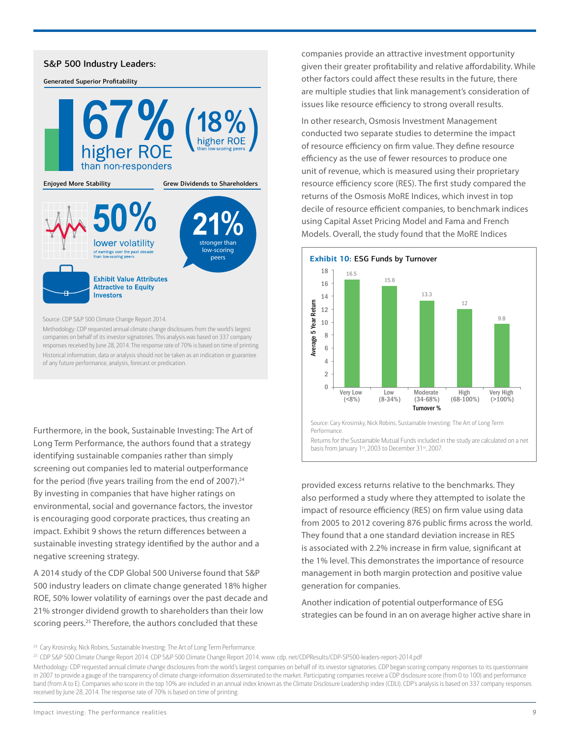## S&P 500 Industry Leaders:

**Generated Superior Profitability**

**67%** higher ROE than non-responders (**18%** higher ROE than low-scoring peers)

**Enjoyed More Stability**

**50%** lower volatility of earnings over the past decade than low-scoring peers

**Grew Dividends to Shareholders**

**21%** stronger than low-scoring peers

**Exhibit Value Attributes Attractive to Equity Investors**

Source: CDP S&P 500 Climate Change Report 2014.

Methodology: CDP requested annual climate change disclosures from the world's largest companies on behalf of its investor signatories. This analysis was based on 337 company responses received by June 28, 2014. The response rate of 70% is based on time of printing.

Historical information, data or analysis should not be taken as an indication or guarantee of any future performance, analysis, forecast or predication.

Furthermore, in the book, Sustainable Investing: The Art of Long Term Performance, the authors found that a strategy identifying sustainable companies rather than simply screening out companies led to material outperformance for the period (five years trailing from the end of 2007).[24] By investing in companies that have higher ratings on environmental, social and governance factors, the investor is encouraging good corporate practices, thus creating an impact. Exhibit 9 shows the return differences between a sustainable investing strategy identified by the author and a negative screening strategy.

A 2014 study of the CDP Global 500 Universe found that S&P 500 industry leaders on climate change generated 18% higher ROE, 50% lower volatility of earnings over the past decade and 21% stronger dividend growth to shareholders than their low scoring peers.[25] Therefore, the authors concluded that these companies provide an attractive investment opportunity given their greater profitability and relative affordability. While other factors could affect these results in the future, there are multiple studies that link management's consideration of issues like resource efficiency to strong overall results.

In other research, Osmosis Investment Management conducted two separate studies to determine the impact of resource efficiency on firm value. They define resource efficiency as the use of fewer resources to produce one unit of revenue, which is measured using their proprietary resource efficiency score (RES). The first study compared the returns of the Osmosis MoRE Indices, which invest in top decile of resource efficient companies, to benchmark indices using Capital Asset Pricing Model and Fama and French Models. Overall, the study found that the MoRE Indices provided excess returns relative to the benchmarks. They also performed a study where they attempted to isolate the impact of resource efficiency (RES) on firm value using data from 2005 to 2012 covering 876 public firms across the world. They found that a one standard deviation increase in RES is associated with 2.2% increase in firm value, significant at the 1% level. This demonstrates the importance of resource management in both margin protection and positive value generation for companies.

**Exhibit 10:** ESG Funds by Turnover

| Turnover % | Average 5 Year Return |
|---|---|
| Very Low (<8%) | 16.5 |
| Low (8-34%) | 15.6 |
| Moderate (34-68%) | 13.3 |
| High (68-100%) | 12 |
| Very High (>100%) | 9.8 |

Source: Cary Krosinsky, Nick Robins, Sustainable Investing: The Art of Long Term Performance.

Returns for the Sustainable Mutual Funds included in the study are calculated on a net basis from January 1st, 2003 to December 31st, 2007.

Another indication of potential outperformance of ESG strategies can be found in an on average higher active share in

---

[24] Cary Krosinsky, Nick Robins, Sustainable Investing: The Art of Long Term Performance.

[25] CDP S&P 500 Climate Change Report 2014. CDP S&P 500 Climate Change Report 2014. www. cdp. net/CDPResults/CDP-SP500-leaders-report-2014.pdf

Methodology: CDP requested annual climate change disclosures from the world's largest companies on behalf of its investor signatories. CDP began scoring company responses to its questionnaire in 2007 to provide a gauge of the transparency of climate change information disseminated to the market. Participating companies receive a CDP disclosure score (from 0 to 100) and performance band (from A to E). Companies who score in the top 10% are included in an annual index known as the Climate Disclosure Leadership index (CDLI). CDP's analysis is based on 337 company responses received by June 28, 2014. The response rate of 70% is based on time of printing.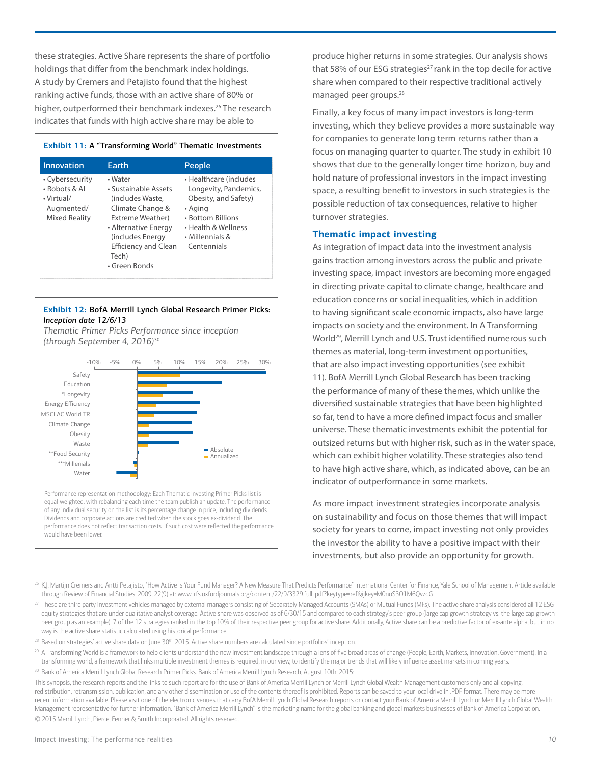these strategies. Active Share represents the share of portfolio holdings that differ from the benchmark index holdings. A study by Cremers and Petajisto found that the highest ranking active funds, those with an active share of 80% or higher, outperformed their benchmark indexes.[26] The research indicates that funds with high active share may be able to produce higher returns in some strategies. Our analysis shows that 58% of our ESG strategies[27] rank in the top decile for active share when compared to their respective traditional actively managed peer groups.[28]

**Exhibit 11: A "Transforming World" Thematic Investments**

| Innovation | Earth | People |
|---|---|---|
| • Cybersecurity<br>• Robots & AI<br>• Virtual/Augmented/Mixed Reality | • Water<br>• Sustainable Assets (includes Waste, Climate Change & Extreme Weather)<br>• Alternative Energy (includes Energy Efficiency and Clean Tech)<br>• Green Bonds | • Healthcare (includes Longevity, Pandemics, Obesity, and Safety)<br>• Aging<br>• Bottom Billions<br>• Health & Wellness<br>• Millennials & Centennials |

**Exhibit 12: BofA Merrill Lynch Global Research Primer Picks:** *Inception date 12/6/13*

*Thematic Primer Picks Performance since inception (through September 4, 2016)*[30]

Performance representation methodology: Each Thematic Investing Primer Picks list is equal-weighted, with rebalancing each time the team publish an update. The performance of any individual security on the list is its percentage change in price, including dividends. Dividends and corporate actions are credited when the stock goes ex-dividend. The performance does not reflect transaction costs. If such cost were reflected the performance would have been lower.

Finally, a key focus of many impact investors is long-term investing, which they believe provides a more sustainable way for companies to generate long term returns rather than a focus on managing quarter to quarter. The study in exhibit 10 shows that due to the generally longer time horizon, buy and hold nature of professional investors in the impact investing space, a resulting benefit to investors in such strategies is the possible reduction of tax consequences, relative to higher turnover strategies.

## Thematic impact investing

As integration of impact data into the investment analysis gains traction among investors across the public and private investing space, impact investors are becoming more engaged in directing private capital to climate change, healthcare and education concerns or social inequalities, which in addition to having significant scale economic impacts, also have large impacts on society and the environment. In A Transforming World[29], Merrill Lynch and U.S. Trust identified numerous such themes as material, long-term investment opportunities, that are also impact investing opportunities (see exhibit 11). BofA Merrill Lynch Global Research has been tracking the performance of many of these themes, which unlike the diversified sustainable strategies that have been highlighted so far, tend to have a more defined impact focus and smaller universe. These thematic investments exhibit the potential for outsized returns but with higher risk, such as in the water space, which can exhibit higher volatility. These strategies also tend to have high active share, which, as indicated above, can be an indicator of outperformance in some markets.

As more impact investment strategies incorporate analysis on sustainability and focus on those themes that will impact society for years to come, impact investing not only provides the investor the ability to have a positive impact with their investments, but also provide an opportunity for growth.

[26] K.J. Martijn Cremers and Antti Petajisto, "How Active is Your Fund Manager? A New Measure That Predicts Performance" International Center for Finance, Yale School of Management Article available through Review of Financial Studies, 2009, 22(9) at: www. rfs.oxfordjournals.org/content/22/9/3329.full. pdf?keytype=ref&ijkey=M0noS3O1M6QvzdG

[27] These are third party investment vehicles managed by external managers consisting of Separately Managed Accounts (SMAs) or Mutual Funds (MFs). The active share analysis considered all 12 ESG equity strategies that are under qualitative analyst coverage. Active share was observed as of 6/30/15 and compared to each strategy's peer group (large cap growth strategy vs. the large cap growth peer group as an example). 7 of the 12 strategies ranked in the top 10% of their respective peer group for active share. Additionally, Active share can be a predictive factor of ex-ante alpha, but in no way is the active share statistic calculated using historical performance.

[28] Based on strategies' active share data on June 30th, 2015. Active share numbers are calculated since portfolios' inception.

[29] A Transforming World is a framework to help clients understand the new investment landscape through a lens of five broad areas of change (People, Earth, Markets, Innovation, Government). In a transforming world, a framework that links multiple investment themes is required, in our view, to identify the major trends that will likely influence asset markets in coming years.

[30] Bank of America Merrill Lynch Global Research Primer Picks. Bank of America Merrill Lynch Research, August 10th, 2015:

This synopsis, the research reports and the links to such report are for the use of Bank of America Merrill Lynch or Merrill Lynch Global Wealth Management customers only and all copying, redistribution, retransmission, publication, and any other dissemination or use of the contents thereof is prohibited. Reports can be saved to your local drive in .PDF format. There may be more recent information available. Please visit one of the electronic venues that carry BofA Merrill Lynch Global Research reports or contact your Bank of America Merrill Lynch or Merrill Lynch Global Wealth Management representative for further information. "Bank of America Merrill Lynch" is the marketing name for the global banking and global markets businesses of Bank of America Corporation.

© 2015 Merrill Lynch, Pierce, Fenner & Smith Incorporated. All rights reserved.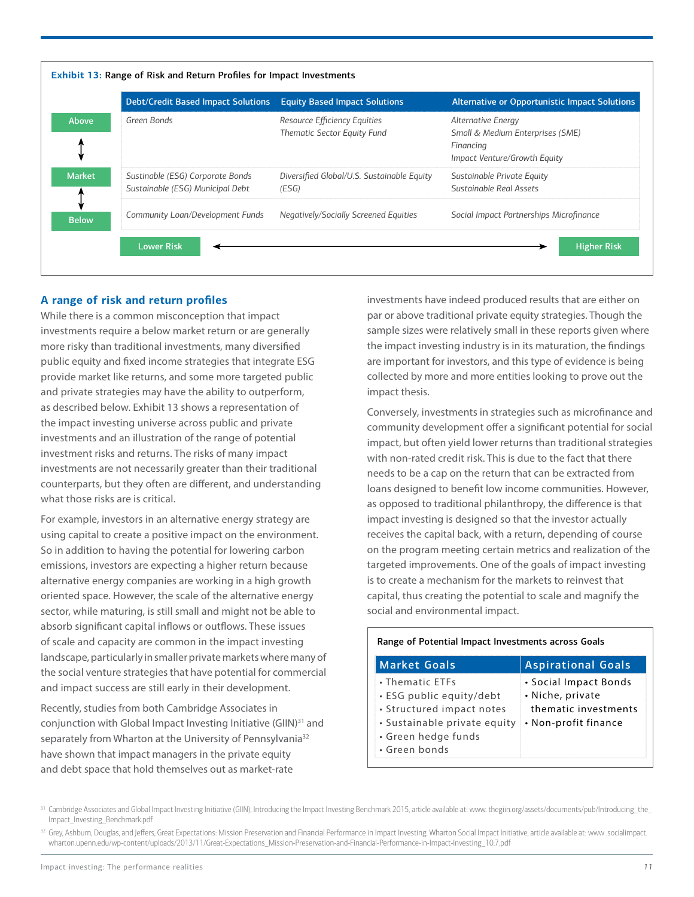**Exhibit 13:** Range of Risk and Return Profiles for Impact Investments

| | Debt/Credit Based Impact Solutions | Equity Based Impact Solutions | Alternative or Opportunistic Impact Solutions |
|---|---|---|---|
| Above | *Green Bonds* | *Resource Efficiency Equities*<br>*Thematic Sector Equity Fund* | *Alternative Energy*<br>*Small & Medium Enterprises (SME) Financing*<br>*Impact Venture/Growth Equity* |
| Market | *Sustainable (ESG) Corporate Bonds*<br>*Sustainable (ESG) Municipal Debt* | *Diversified Global/U.S. Sustainable Equity (ESG)* | *Sustainable Private Equity*<br>*Sustainable Real Assets* |
| Below | *Community Loan/Development Funds* | *Negatively/Socially Screened Equities* | *Social Impact Partnerships Microfinance* |

Lower Risk ←→ Higher Risk

## A range of risk and return profiles

While there is a common misconception that impact investments require a below market return or are generally more risky than traditional investments, many diversified public equity and fixed income strategies that integrate ESG provide market like returns, and some more targeted public and private strategies may have the ability to outperform, as described below. Exhibit 13 shows a representation of the impact investing universe across public and private investments and an illustration of the range of potential investment risks and returns. The risks of many impact investments are not necessarily greater than their traditional counterparts, but they often are different, and understanding what those risks are is critical.

For example, investors in an alternative energy strategy are using capital to create a positive impact on the environment. So in addition to having the potential for lowering carbon emissions, investors are expecting a higher return because alternative energy companies are working in a high growth oriented space. However, the scale of the alternative energy sector, while maturing, is still small and might not be able to absorb significant capital inflows or outflows. These issues of scale and capacity are common in the impact investing landscape, particularly in smaller private markets where many of the social venture strategies that have potential for commercial and impact success are still early in their development.

Recently, studies from both Cambridge Associates in conjunction with Global Impact Investing Initiative (GIIN)[31] and separately from Wharton at the University of Pennsylvania[32] have shown that impact managers in the private equity and debt space that hold themselves out as market-rate investments have indeed produced results that are either on par or above traditional private equity strategies. Though the sample sizes were relatively small in these reports given where the impact investing industry is in its maturation, the findings are important for investors, and this type of evidence is being collected by more and more entities looking to prove out the impact thesis.

Conversely, investments in strategies such as microfinance and community development offer a significant potential for social impact, but often yield lower returns than traditional strategies with non-rated credit risk. This is due to the fact that there needs to be a cap on the return that can be extracted from loans designed to benefit low income communities. However, as opposed to traditional philanthropy, the difference is that impact investing is designed so that the investor actually receives the capital back, with a return, depending of course on the program meeting certain metrics and realization of the targeted improvements. One of the goals of impact investing is to create a mechanism for the markets to reinvest that capital, thus creating the potential to scale and magnify the social and environmental impact.

**Range of Potential Impact Investments across Goals**

| Market Goals | Aspirational Goals |
|---|---|
| • Thematic ETFs<br>• ESG public equity/debt<br>• Structured impact notes<br>• Sustainable private equity<br>• Green hedge funds<br>• Green bonds | • Social Impact Bonds<br>• Niche, private thematic investments<br>• Non-profit finance |

[31] Cambridge Associates and Global Impact Investing Initiative (GIIN), Introducing the Impact Investing Benchmark 2015, article available at: www. thegiin.org/assets/documents/pub/Introducing_the_Impact_Investing_Benchmark.pdf

[32] Grey, Ashburn, Douglas, and Jeffers, Great Expectations: Mission Preservation and Financial Performance in Impact Investing, Wharton Social Impact Initiative, article available at: www .socialimpact.wharton.upenn.edu/wp-content/uploads/2013/11/Great-Expectations_Mission-Preservation-and-Financial-Performance-in-Impact-Investing_10.7.pdf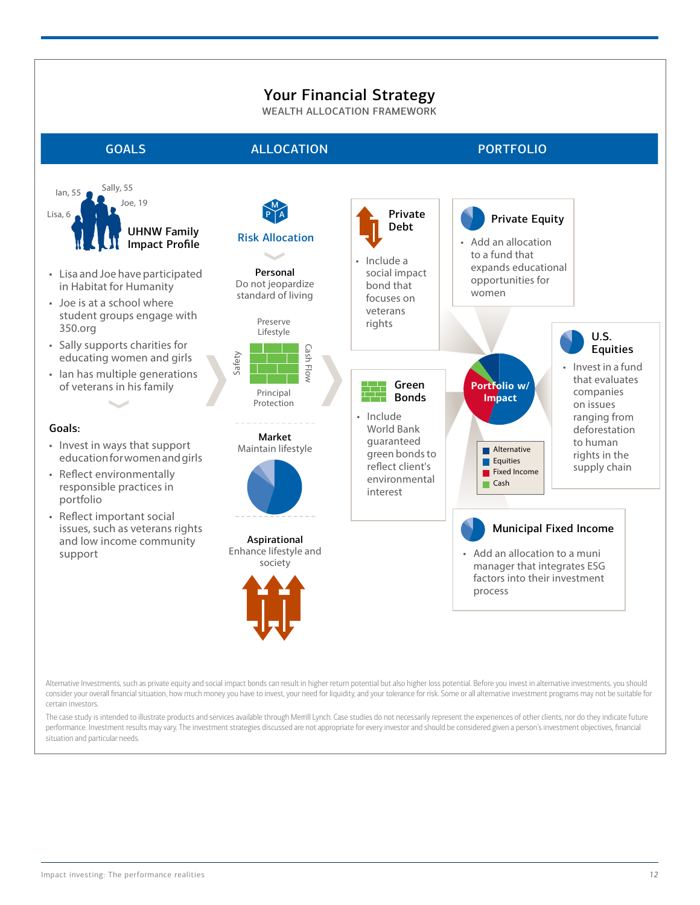# Your Financial Strategy

WEALTH ALLOCATION FRAMEWORK

## GOALS

Ian, 55
Sally, 55
Joe, 19
Lisa, 6

**UHNW Family Impact Profile**

- Lisa and Joe have participated in Habitat for Humanity
- Joe is at a school where student groups engage with 350.org
- Sally supports charities for educating women and girls
- Ian has multiple generations of veterans in his family

**Goals:**

- Invest in ways that support education for women and girls
- Reflect environmentally responsible practices in portfolio
- Reflect important social issues, such as veterans rights and low income community support

## ALLOCATION

**Risk Allocation**

**Personal**
Do not jeopardize standard of living

Preserve Lifestyle
Safety
Cash Flow
Principal Protection

**Market**
Maintain lifestyle

**Aspirational**
Enhance lifestyle and society

## PORTFOLIO

### Private Debt

- Include a social impact bond that focuses on veterans rights

### Green Bonds

- Include World Bank guaranteed green bonds to reflect client's environmental interest

### Private Equity

- Add an allocation to a fund that expands educational opportunities for women

### Portfolio w/ Impact

- Alternative
- Equities
- Fixed Income
- Cash

### U.S. Equities

- Invest in a fund that evaluates companies on issues ranging from deforestation to human rights in the supply chain

### Municipal Fixed Income

- Add an allocation to a muni manager that integrates ESG factors into their investment process

Alternative Investments, such as private equity and social impact bonds can result in higher return potential but also higher loss potential. Before you invest in alternative investments, you should consider your overall financial situation, how much money you have to invest, your need for liquidity, and your tolerance for risk. Some or all alternative investment programs may not be suitable for certain investors.

The case study is intended to illustrate products and services available through Merrill Lynch. Case studies do not necessarily represent the experiences of other clients, nor do they indicate future performance. Investment results may vary. The investment strategies discussed are not appropriate for every investor and should be considered given a person's investment objectives, financial situation and particular needs.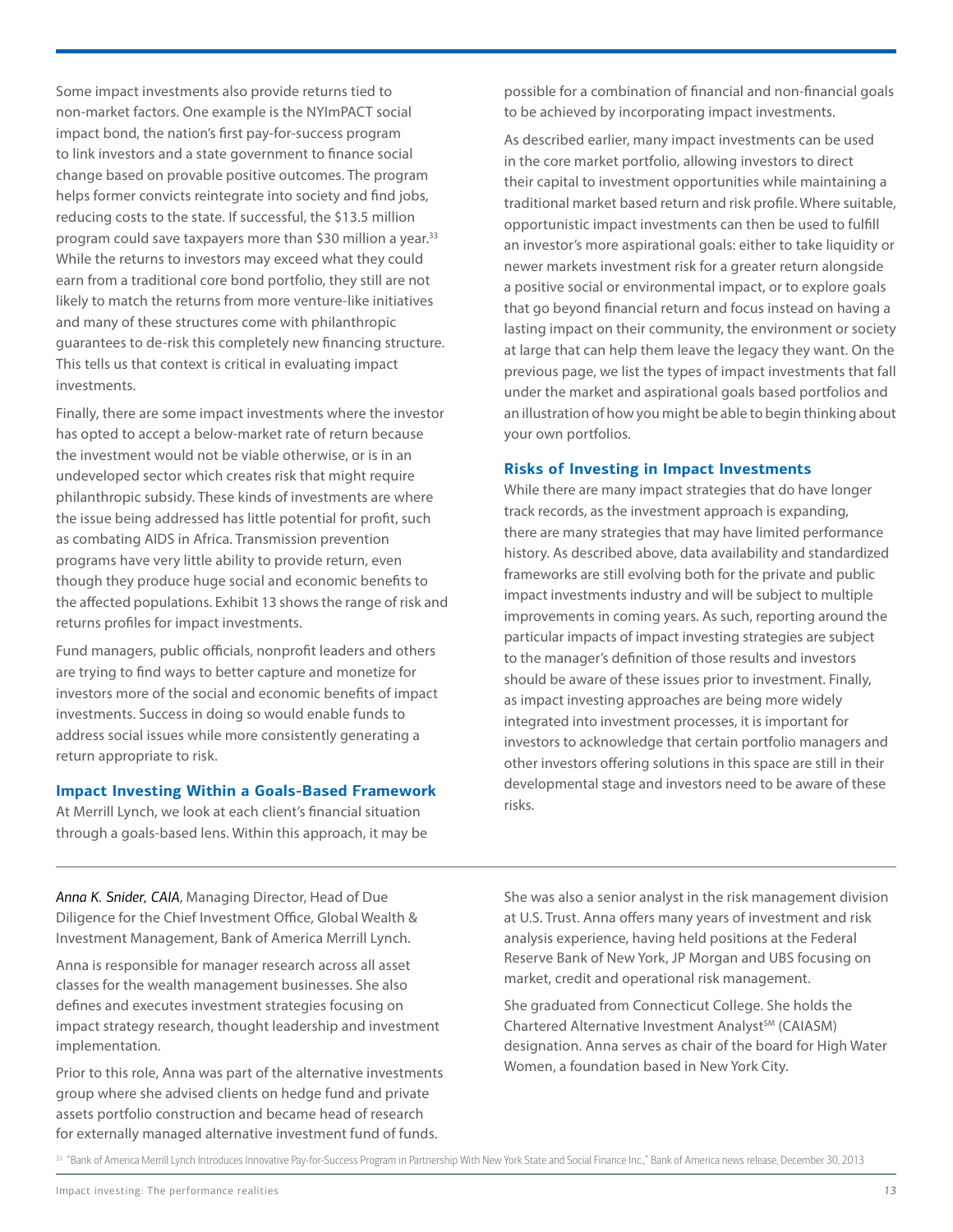Some impact investments also provide returns tied to non-market factors. One example is the NYImPACT social impact bond, the nation's first pay-for-success program to link investors and a state government to finance social change based on provable positive outcomes. The program helps former convicts reintegrate into society and find jobs, reducing costs to the state. If successful, the $13.5 million program could save taxpayers more than $30 million a year.[33] While the returns to investors may exceed what they could earn from a traditional core bond portfolio, they still are not likely to match the returns from more venture-like initiatives and many of these structures come with philanthropic guarantees to de-risk this completely new financing structure. This tells us that context is critical in evaluating impact investments.

Finally, there are some impact investments where the investor has opted to accept a below-market rate of return because the investment would not be viable otherwise, or is in an undeveloped sector which creates risk that might require philanthropic subsidy. These kinds of investments are where the issue being addressed has little potential for profit, such as combating AIDS in Africa. Transmission prevention programs have very little ability to provide return, even though they produce huge social and economic benefits to the affected populations. Exhibit 13 shows the range of risk and returns profiles for impact investments.

Fund managers, public officials, nonprofit leaders and others are trying to find ways to better capture and monetize for investors more of the social and economic benefits of impact investments. Success in doing so would enable funds to address social issues while more consistently generating a return appropriate to risk.

## Impact Investing Within a Goals-Based Framework

At Merrill Lynch, we look at each client's financial situation through a goals-based lens. Within this approach, it may be possible for a combination of financial and non-financial goals to be achieved by incorporating impact investments.

As described earlier, many impact investments can be used in the core market portfolio, allowing investors to direct their capital to investment opportunities while maintaining a traditional market based return and risk profile. Where suitable, opportunistic impact investments can then be used to fulfill an investor's more aspirational goals: either to take liquidity or newer markets investment risk for a greater return alongside a positive social or environmental impact, or to explore goals that go beyond financial return and focus instead on having a lasting impact on their community, the environment or society at large that can help them leave the legacy they want. On the previous page, we list the types of impact investments that fall under the market and aspirational goals based portfolios and an illustration of how you might be able to begin thinking about your own portfolios.

## Risks of Investing in Impact Investments

While there are many impact strategies that do have longer track records, as the investment approach is expanding, there are many strategies that may have limited performance history. As described above, data availability and standardized frameworks are still evolving both for the private and public impact investments industry and will be subject to multiple improvements in coming years. As such, reporting around the particular impacts of impact investing strategies are subject to the manager's definition of those results and investors should be aware of these issues prior to investment. Finally, as impact investing approaches are being more widely integrated into investment processes, it is important for investors to acknowledge that certain portfolio managers and other investors offering solutions in this space are still in their developmental stage and investors need to be aware of these risks.

---

*Anna K. Snider, CAIA*, Managing Director, Head of Due Diligence for the Chief Investment Office, Global Wealth & Investment Management, Bank of America Merrill Lynch.

Anna is responsible for manager research across all asset classes for the wealth management businesses. She also defines and executes investment strategies focusing on impact strategy research, thought leadership and investment implementation.

Prior to this role, Anna was part of the alternative investments group where she advised clients on hedge fund and private assets portfolio construction and became head of research for externally managed alternative investment fund of funds. She was also a senior analyst in the risk management division at U.S. Trust. Anna offers many years of investment and risk analysis experience, having held positions at the Federal Reserve Bank of New York, JP Morgan and UBS focusing on market, credit and operational risk management.

She graduated from Connecticut College. She holds the Chartered Alternative Investment Analyst℠ (CAIA℠) designation. Anna serves as chair of the board for High Water Women, a foundation based in New York City.

---

[33] "Bank of America Merrill Lynch Introduces Innovative Pay-for-Success Program in Partnership With New York State and Social Finance Inc.," Bank of America news release, December 30, 2013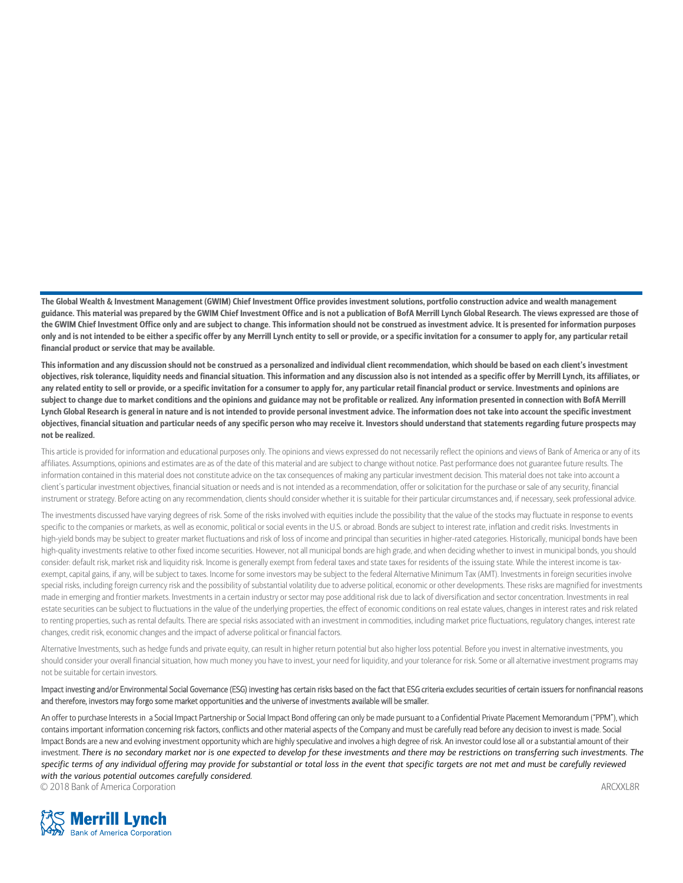**The Global Wealth & Investment Management (GWIM) Chief Investment Office provides investment solutions, portfolio construction advice and wealth management guidance. This material was prepared by the GWIM Chief Investment Office and is not a publication of BofA Merrill Lynch Global Research. The views expressed are those of the GWIM Chief Investment Office only and are subject to change. This information should not be construed as investment advice. It is presented for information purposes only and is not intended to be either a specific offer by any Merrill Lynch entity to sell or provide, or a specific invitation for a consumer to apply for, any particular retail financial product or service that may be available.**

**This information and any discussion should not be construed as a personalized and individual client recommendation, which should be based on each client's investment objectives, risk tolerance, liquidity needs and financial situation. This information and any discussion also is not intended as a specific offer by Merrill Lynch, its affiliates, or any related entity to sell or provide, or a specific invitation for a consumer to apply for, any particular retail financial product or service. Investments and opinions are subject to change due to market conditions and the opinions and guidance may not be profitable or realized. Any information presented in connection with BofA Merrill Lynch Global Research is general in nature and is not intended to provide personal investment advice. The information does not take into account the specific investment objectives, financial situation and particular needs of any specific person who may receive it. Investors should understand that statements regarding future prospects may not be realized.**

This article is provided for information and educational purposes only. The opinions and views expressed do not necessarily reflect the opinions and views of Bank of America or any of its affiliates. Assumptions, opinions and estimates are as of the date of this material and are subject to change without notice. Past performance does not guarantee future results. The information contained in this material does not constitute advice on the tax consequences of making any particular investment decision. This material does not take into account a client's particular investment objectives, financial situation or needs and is not intended as a recommendation, offer or solicitation for the purchase or sale of any security, financial instrument or strategy. Before acting on any recommendation, clients should consider whether it is suitable for their particular circumstances and, if necessary, seek professional advice.

The investments discussed have varying degrees of risk. Some of the risks involved with equities include the possibility that the value of the stocks may fluctuate in response to events specific to the companies or markets, as well as economic, political or social events in the U.S. or abroad. Bonds are subject to interest rate, inflation and credit risks. Investments in high-yield bonds may be subject to greater market fluctuations and risk of loss of income and principal than securities in higher-rated categories. Historically, municipal bonds have been high-quality investments relative to other fixed income securities. However, not all municipal bonds are high grade, and when deciding whether to invest in municipal bonds, you should consider: default risk, market risk and liquidity risk. Income is generally exempt from federal taxes and state taxes for residents of the issuing state. While the interest income is tax-exempt, capital gains, if any, will be subject to taxes. Income for some investors may be subject to the federal Alternative Minimum Tax (AMT). Investments in foreign securities involve special risks, including foreign currency risk and the possibility of substantial volatility due to adverse political, economic or other developments. These risks are magnified for investments made in emerging and frontier markets. Investments in a certain industry or sector may pose additional risk due to lack of diversification and sector concentration. Investments in real estate securities can be subject to fluctuations in the value of the underlying properties, the effect of economic conditions on real estate values, changes in interest rates and risk related to renting properties, such as rental defaults. There are special risks associated with an investment in commodities, including market price fluctuations, regulatory changes, interest rate changes, credit risk, economic changes and the impact of adverse political or financial factors.

Alternative Investments, such as hedge funds and private equity, can result in higher return potential but also higher loss potential. Before you invest in alternative investments, you should consider your overall financial situation, how much money you have to invest, your need for liquidity, and your tolerance for risk. Some or all alternative investment programs may not be suitable for certain investors.

Impact investing and/or Environmental Social Governance (ESG) investing has certain risks based on the fact that ESG criteria excludes securities of certain issuers for nonfinancial reasons and therefore, investors may forgo some market opportunities and the universe of investments available will be smaller.

An offer to purchase Interests in a Social Impact Partnership or Social Impact Bond offering can only be made pursuant to a Confidential Private Placement Memorandum ("PPM"), which contains important information concerning risk factors, conflicts and other material aspects of the Company and must be carefully read before any decision to invest is made. Social Impact Bonds are a new and evolving investment opportunity which are highly speculative and involves a high degree of risk. An investor could lose all or a substantial amount of their investment. *There is no secondary market nor is one expected to develop for these investments and there may be restrictions on transferring such investments. The specific terms of any individual offering may provide for substantial or total loss in the event that specific targets are not met and must be carefully reviewed with the various potential outcomes carefully considered.*

© 2018 Bank of America Corporation

ARCXXL8R

Merrill Lynch
Bank of America Corporation